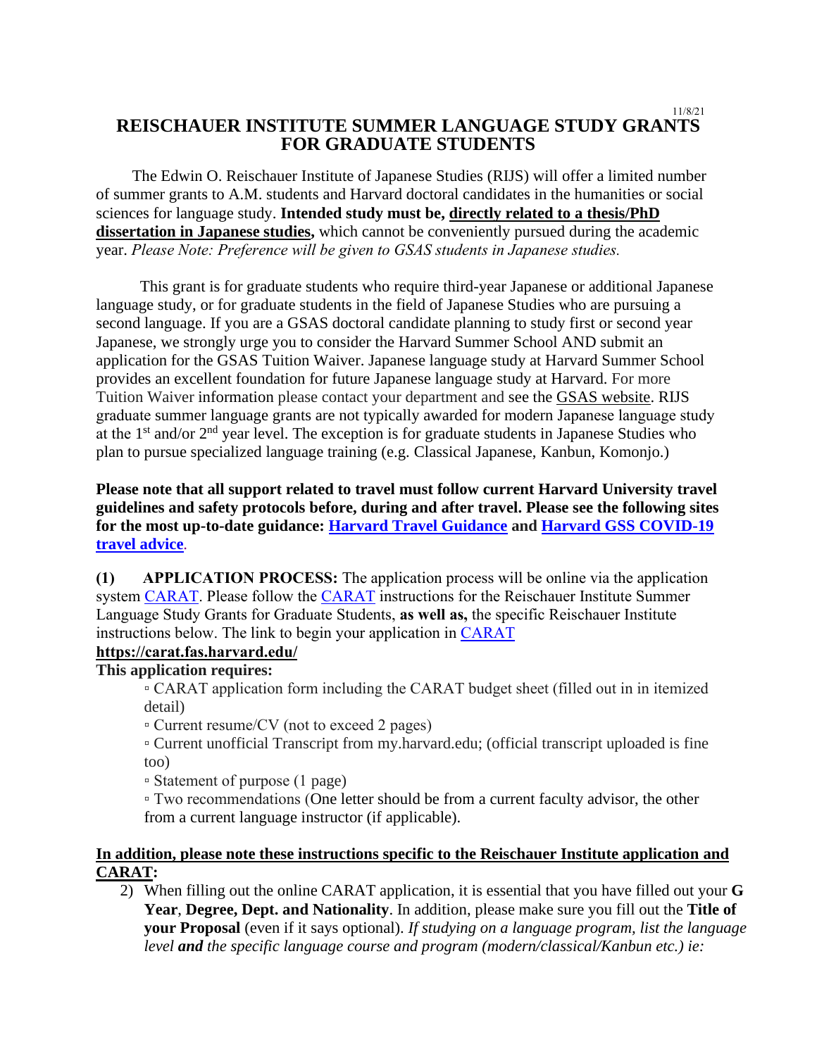11/8/21

# REISCHAUER INSTITUTE SUMMER LANGUAGE STUDY GRANTS FOR GRADUATE STUDENTS

The Edwin O. Reischauer Institute of Japanese Studies (RIJS) will offer a limited number of summer grants to A.M. students and Harvard doctoral candidates in the humanities or social sciences for language study. **Intended study must be, <u>directly related to a thesis/PhD dissertation in Japanese studies,</u>** which cannot be conveniently pursued during the academic year. *Please Note: Preference will be given to GSAS students in Japanese studies.*

This grant is for graduate students who require third-year Japanese or additional Japanese language study, or for graduate students in the field of Japanese Studies who are pursuing a second language. If you are a GSAS doctoral candidate planning to study first or second year Japanese, we strongly urge you to consider the Harvard Summer School AND submit an application for the GSAS Tuition Waiver. Japanese language study at Harvard Summer School provides an excellent foundation for future Japanese language study at Harvard. For more Tuition Waiver information please contact your department and see the GSAS website. RIJS graduate summer language grants are not typically awarded for modern Japanese language study at the 1st and/or 2nd year level. The exception is for graduate students in Japanese Studies who plan to pursue specialized language training (e.g. Classical Japanese, Kanbun, Komonjo.)

**Please note that all support related to travel must follow current Harvard University travel guidelines and safety protocols before, during and after travel. Please see the following sites for the most up-to-date guidance: Harvard Travel Guidance and Harvard GSS COVID-19 travel advice.**

**(1) APPLICATION PROCESS:** The application process will be online via the application system CARAT. Please follow the CARAT instructions for the Reischauer Institute Summer Language Study Grants for Graduate Students, **as well as,** the specific Reischauer Institute instructions below. The link to begin your application in CARAT

**https://carat.fas.harvard.edu/**

**This application requires:**

- CARAT application form including the CARAT budget sheet (filled out in in itemized detail)
- Current resume/CV (not to exceed 2 pages)
- Current unofficial Transcript from my.harvard.edu; (official transcript uploaded is fine too)
- Statement of purpose (1 page)
- Two recommendations (One letter should be from a current faculty advisor, the other from a current language instructor (if applicable).

**<u>In addition, please note these instructions specific to the Reischauer Institute application and CARAT:</u>**

2) When filling out the online CARAT application, it is essential that you have filled out your **G Year**, **Degree, Dept. and Nationality**. In addition, please make sure you fill out the **Title of your Proposal** (even if it says optional). *If studying on a language program, list the language level **and** the specific language course and program (modern/classical/Kanbun etc.) ie:*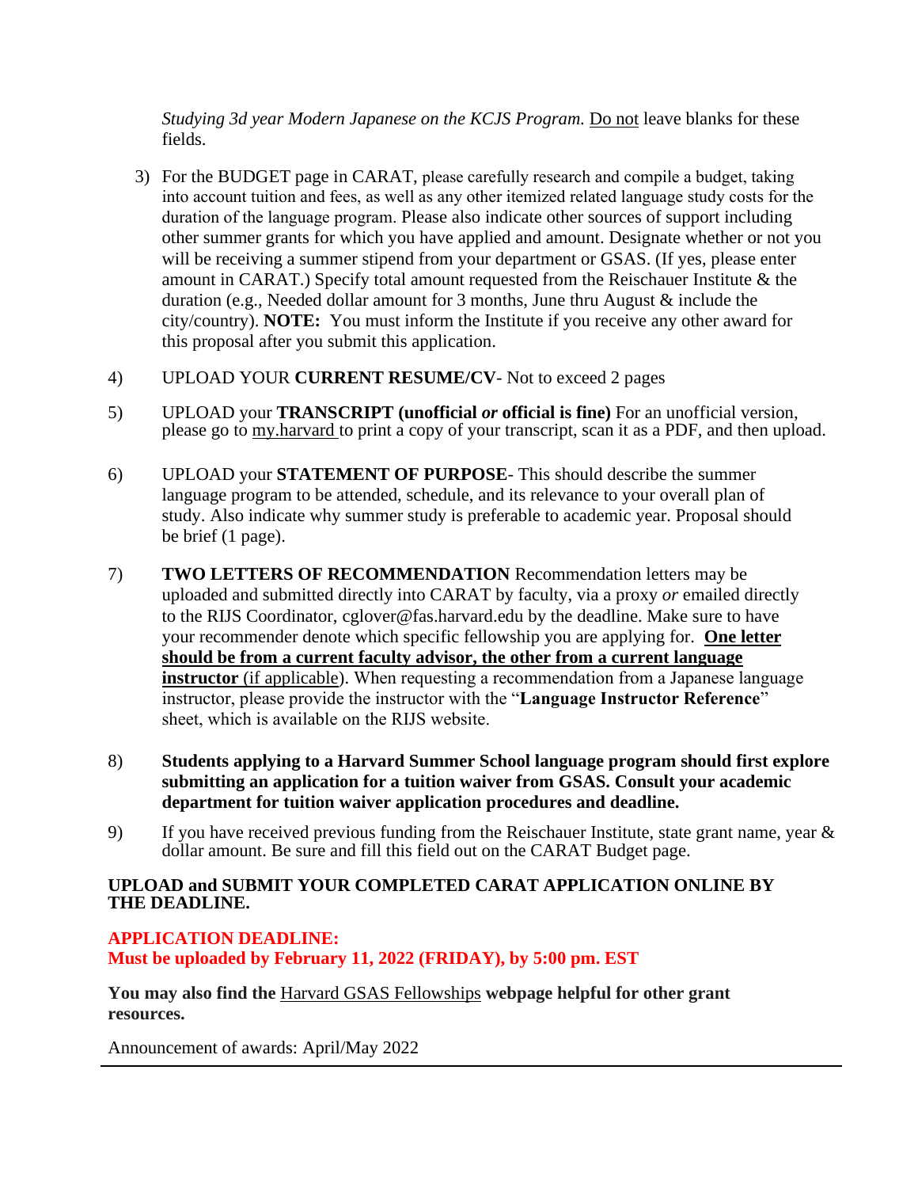*Studying 3d year Modern Japanese on the KCJS Program.* Do not leave blanks for these fields.

3) For the BUDGET page in CARAT, please carefully research and compile a budget, taking into account tuition and fees, as well as any other itemized related language study costs for the duration of the language program. Please also indicate other sources of support including other summer grants for which you have applied and amount. Designate whether or not you will be receiving a summer stipend from your department or GSAS. (If yes, please enter amount in CARAT.) Specify total amount requested from the Reischauer Institute & the duration (e.g., Needed dollar amount for 3 months, June thru August & include the city/country). **NOTE:** You must inform the Institute if you receive any other award for this proposal after you submit this application.

4) UPLOAD YOUR **CURRENT RESUME/CV**- Not to exceed 2 pages

5) UPLOAD your **TRANSCRIPT (unofficial *or* official is fine)** For an unofficial version, please go to my.harvard to print a copy of your transcript, scan it as a PDF, and then upload.

6) UPLOAD your **STATEMENT OF PURPOSE**- This should describe the summer language program to be attended, schedule, and its relevance to your overall plan of study. Also indicate why summer study is preferable to academic year. Proposal should be brief (1 page).

7) **TWO LETTERS OF RECOMMENDATION** Recommendation letters may be uploaded and submitted directly into CARAT by faculty, via a proxy *or* emailed directly to the RIJS Coordinator, cglover@fas.harvard.edu by the deadline. Make sure to have your recommender denote which specific fellowship you are applying for. **One letter should be from a current faculty advisor, the other from a current language instructor** (if applicable). When requesting a recommendation from a Japanese language instructor, please provide the instructor with the "**Language Instructor Reference**" sheet, which is available on the RIJS website.

8) **Students applying to a Harvard Summer School language program should first explore submitting an application for a tuition waiver from GSAS. Consult your academic department for tuition waiver application procedures and deadline.**

9) If you have received previous funding from the Reischauer Institute, state grant name, year & dollar amount. Be sure and fill this field out on the CARAT Budget page.

**UPLOAD and SUBMIT YOUR COMPLETED CARAT APPLICATION ONLINE BY THE DEADLINE.**

**APPLICATION DEADLINE:**
**Must be uploaded by February 11, 2022 (FRIDAY), by 5:00 pm. EST**

**You may also find the** Harvard GSAS Fellowships **webpage helpful for other grant resources.**

Announcement of awards: April/May 2022

---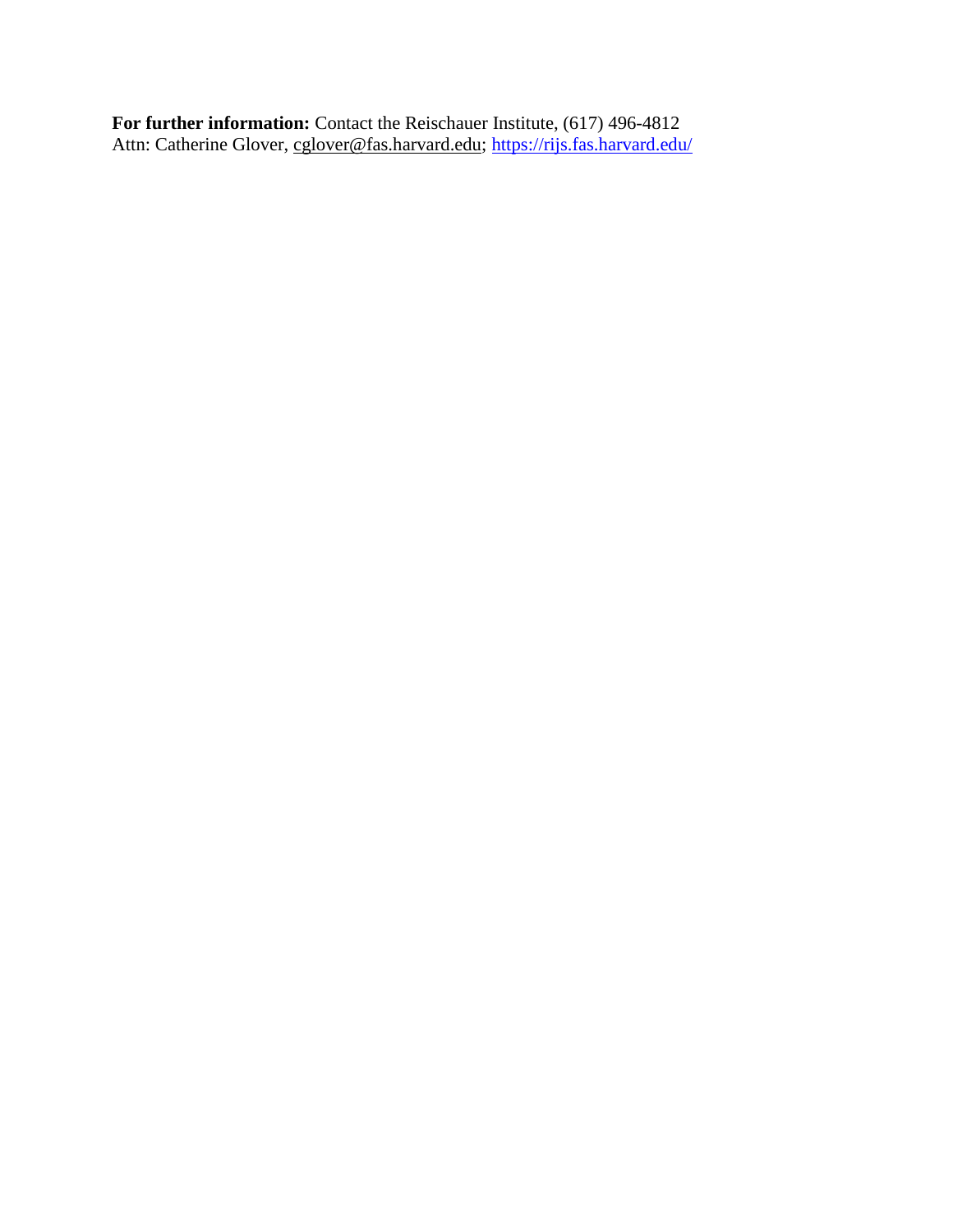**For further information:** Contact the Reischauer Institute, (617) 496-4812
Attn: Catherine Glover, cglover@fas.harvard.edu; https://rijs.fas.harvard.edu/